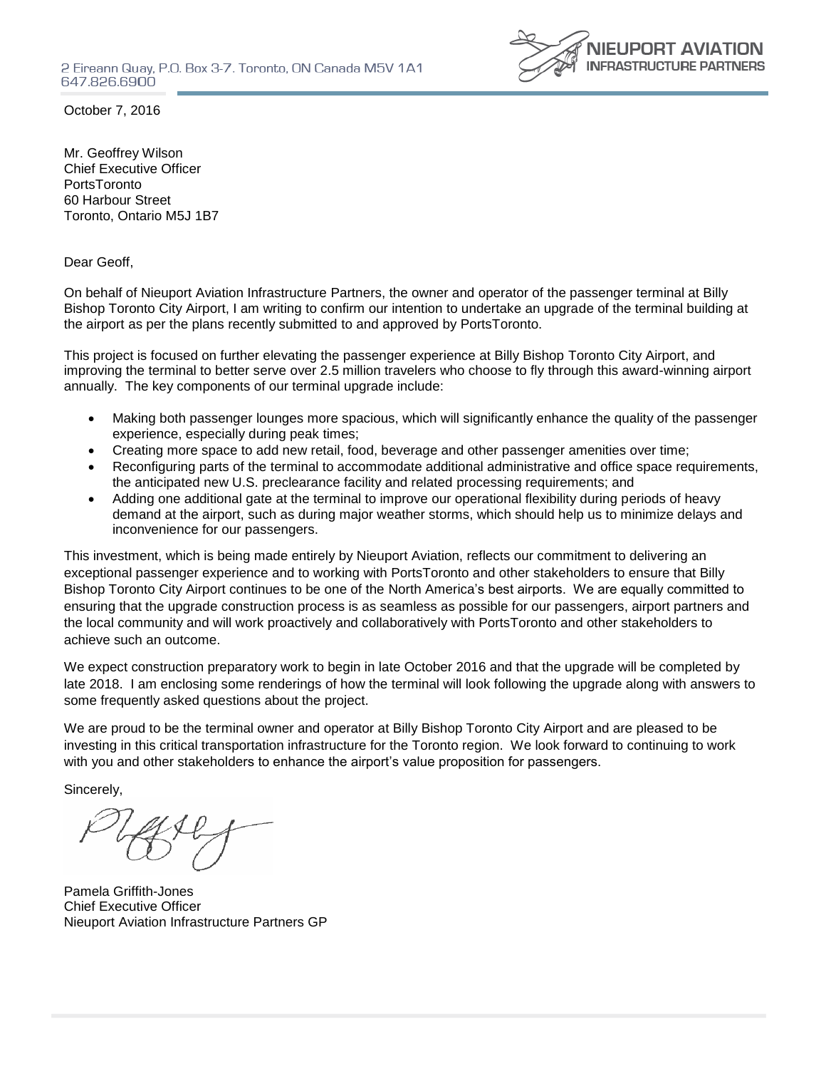2 Eireann Quay, P.O. Box 3-7. Toronto, ON Canada M5V 1A1
647.826.6900

**NIEUPORT AVIATION**
**INFRASTRUCTURE PARTNERS**

October 7, 2016

Mr. Geoffrey Wilson
Chief Executive Officer
PortsToronto
60 Harbour Street
Toronto, Ontario M5J 1B7

Dear Geoff,

On behalf of Nieuport Aviation Infrastructure Partners, the owner and operator of the passenger terminal at Billy Bishop Toronto City Airport, I am writing to confirm our intention to undertake an upgrade of the terminal building at the airport as per the plans recently submitted to and approved by PortsToronto.

This project is focused on further elevating the passenger experience at Billy Bishop Toronto City Airport, and improving the terminal to better serve over 2.5 million travelers who choose to fly through this award-winning airport annually. The key components of our terminal upgrade include:

- Making both passenger lounges more spacious, which will significantly enhance the quality of the passenger experience, especially during peak times;
- Creating more space to add new retail, food, beverage and other passenger amenities over time;
- Reconfiguring parts of the terminal to accommodate additional administrative and office space requirements, the anticipated new U.S. preclearance facility and related processing requirements; and
- Adding one additional gate at the terminal to improve our operational flexibility during periods of heavy demand at the airport, such as during major weather storms, which should help us to minimize delays and inconvenience for our passengers.

This investment, which is being made entirely by Nieuport Aviation, reflects our commitment to delivering an exceptional passenger experience and to working with PortsToronto and other stakeholders to ensure that Billy Bishop Toronto City Airport continues to be one of the North America's best airports. We are equally committed to ensuring that the upgrade construction process is as seamless as possible for our passengers, airport partners and the local community and will work proactively and collaboratively with PortsToronto and other stakeholders to achieve such an outcome.

We expect construction preparatory work to begin in late October 2016 and that the upgrade will be completed by late 2018. I am enclosing some renderings of how the terminal will look following the upgrade along with answers to some frequently asked questions about the project.

We are proud to be the terminal owner and operator at Billy Bishop Toronto City Airport and are pleased to be investing in this critical transportation infrastructure for the Toronto region. We look forward to continuing to work with you and other stakeholders to enhance the airport's value proposition for passengers.

Sincerely,

Pamela Griffith-Jones
Chief Executive Officer
Nieuport Aviation Infrastructure Partners GP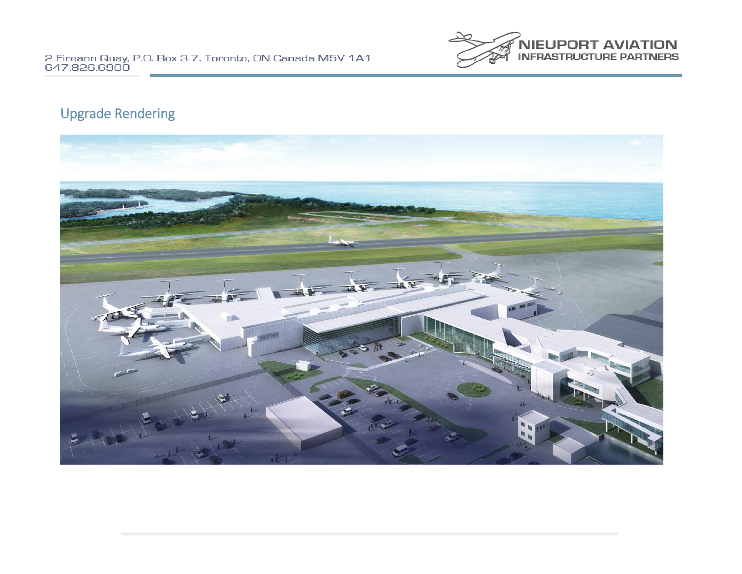## Upgrade Rendering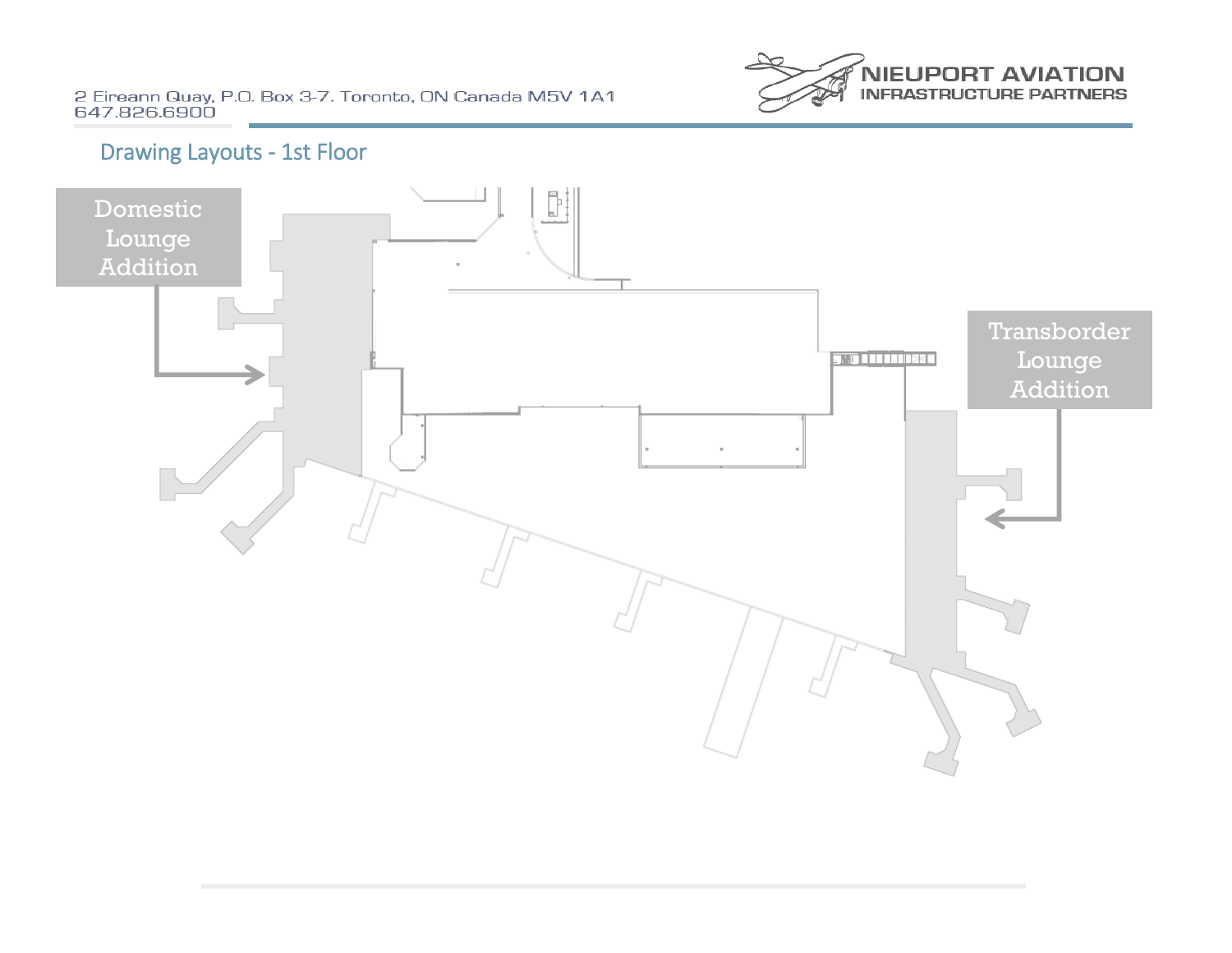## Drawing Layouts - 1st Floor

Domestic Lounge Addition

Transborder Lounge Addition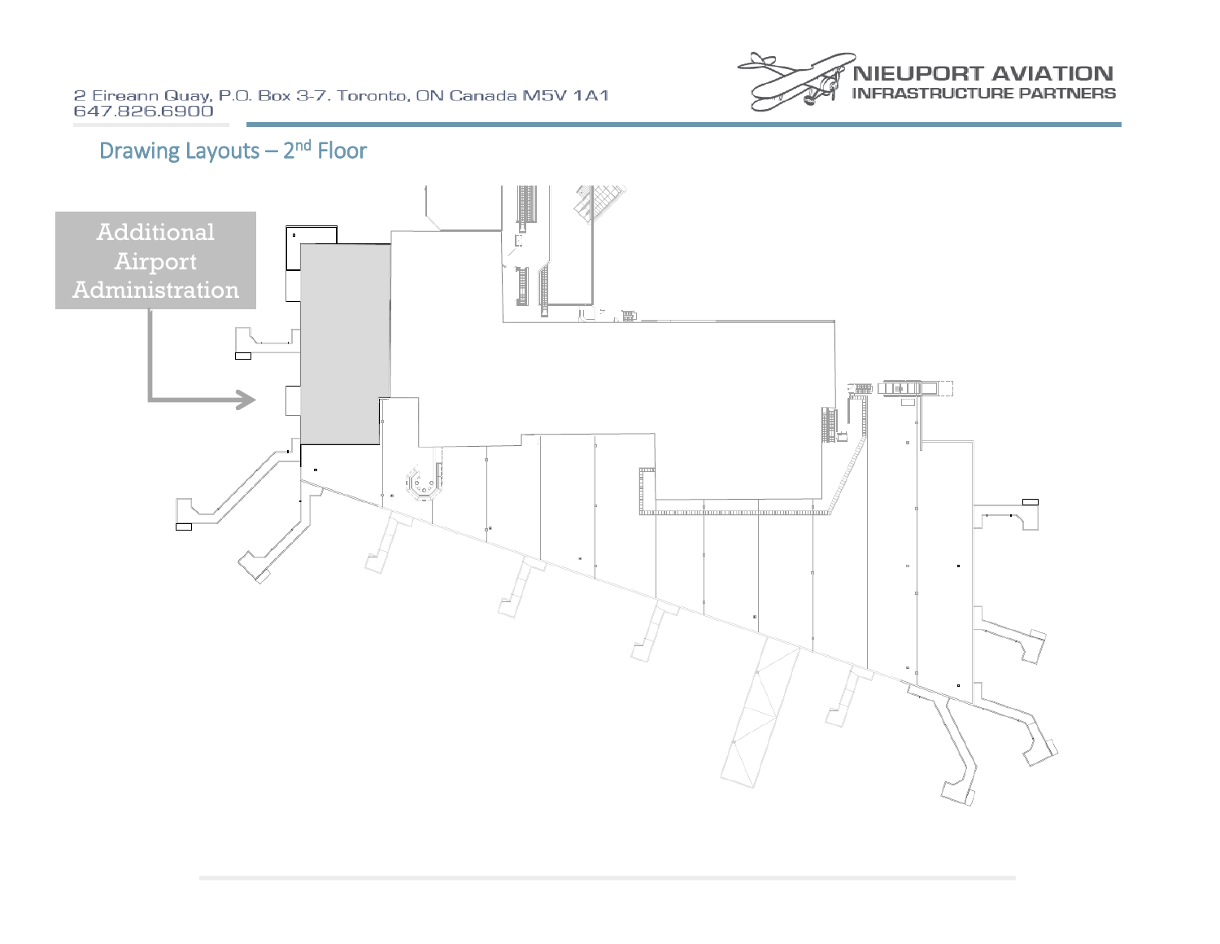## Drawing Layouts – 2nd Floor

Additional Airport Administration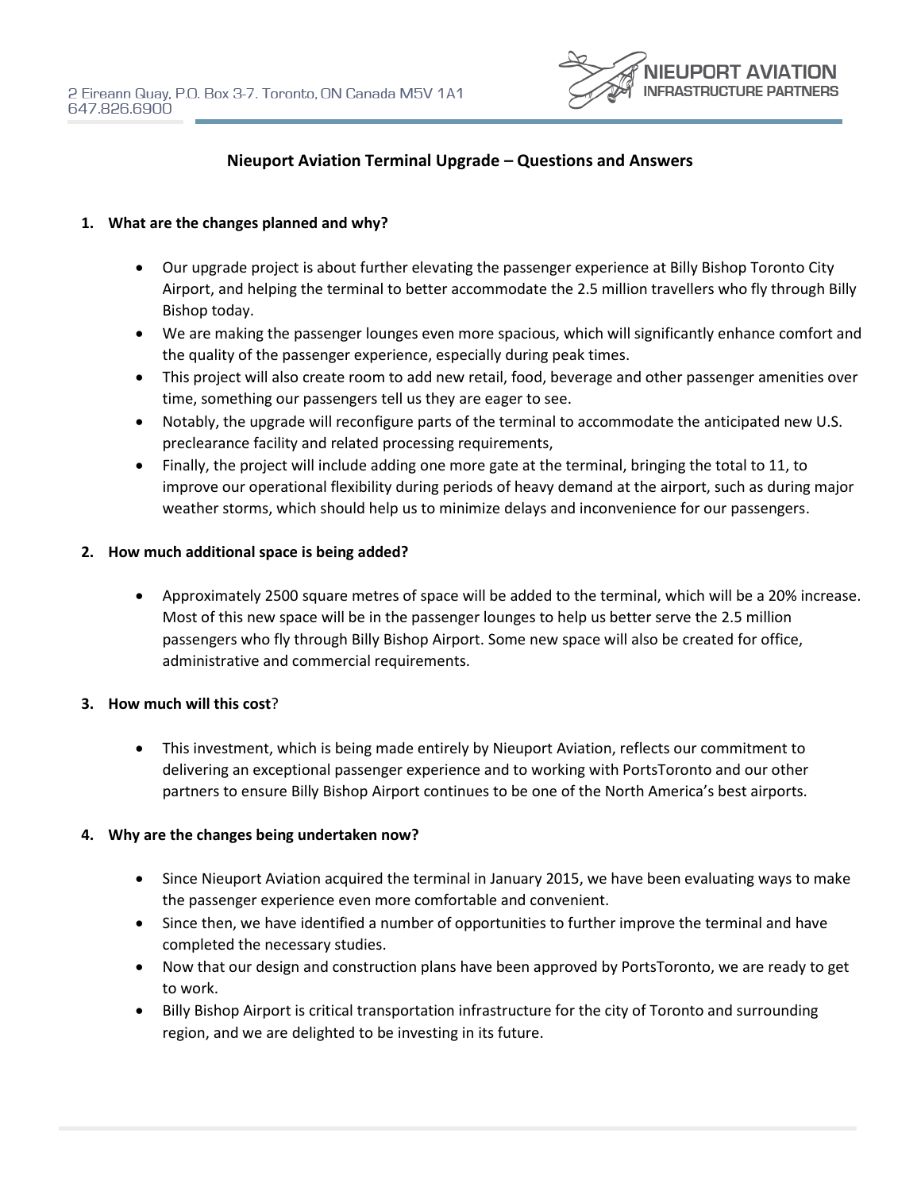## Nieuport Aviation Terminal Upgrade – Questions and Answers

1. **What are the changes planned and why?**

    - Our upgrade project is about further elevating the passenger experience at Billy Bishop Toronto City Airport, and helping the terminal to better accommodate the 2.5 million travellers who fly through Billy Bishop today.
    - We are making the passenger lounges even more spacious, which will significantly enhance comfort and the quality of the passenger experience, especially during peak times.
    - This project will also create room to add new retail, food, beverage and other passenger amenities over time, something our passengers tell us they are eager to see.
    - Notably, the upgrade will reconfigure parts of the terminal to accommodate the anticipated new U.S. preclearance facility and related processing requirements,
    - Finally, the project will include adding one more gate at the terminal, bringing the total to 11, to improve our operational flexibility during periods of heavy demand at the airport, such as during major weather storms, which should help us to minimize delays and inconvenience for our passengers.

2. **How much additional space is being added?**

    - Approximately 2500 square metres of space will be added to the terminal, which will be a 20% increase. Most of this new space will be in the passenger lounges to help us better serve the 2.5 million passengers who fly through Billy Bishop Airport. Some new space will also be created for office, administrative and commercial requirements.

3. **How much will this cost**?

    - This investment, which is being made entirely by Nieuport Aviation, reflects our commitment to delivering an exceptional passenger experience and to working with PortsToronto and our other partners to ensure Billy Bishop Airport continues to be one of the North America's best airports.

4. **Why are the changes being undertaken now?**

    - Since Nieuport Aviation acquired the terminal in January 2015, we have been evaluating ways to make the passenger experience even more comfortable and convenient.
    - Since then, we have identified a number of opportunities to further improve the terminal and have completed the necessary studies.
    - Now that our design and construction plans have been approved by PortsToronto, we are ready to get to work.
    - Billy Bishop Airport is critical transportation infrastructure for the city of Toronto and surrounding region, and we are delighted to be investing in its future.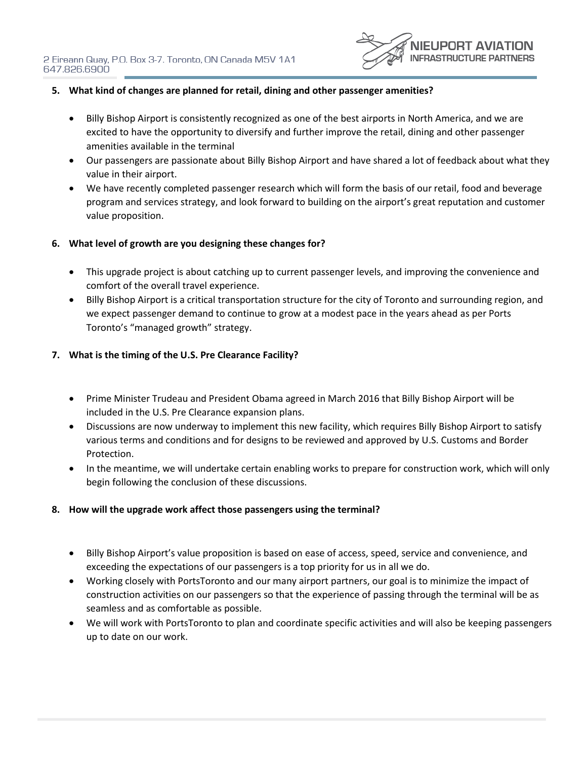**5. What kind of changes are planned for retail, dining and other passenger amenities?**

- Billy Bishop Airport is consistently recognized as one of the best airports in North America, and we are excited to have the opportunity to diversify and further improve the retail, dining and other passenger amenities available in the terminal
- Our passengers are passionate about Billy Bishop Airport and have shared a lot of feedback about what they value in their airport.
- We have recently completed passenger research which will form the basis of our retail, food and beverage program and services strategy, and look forward to building on the airport's great reputation and customer value proposition.

**6. What level of growth are you designing these changes for?**

- This upgrade project is about catching up to current passenger levels, and improving the convenience and comfort of the overall travel experience.
- Billy Bishop Airport is a critical transportation structure for the city of Toronto and surrounding region, and we expect passenger demand to continue to grow at a modest pace in the years ahead as per Ports Toronto's "managed growth" strategy.

**7. What is the timing of the U.S. Pre Clearance Facility?**

- Prime Minister Trudeau and President Obama agreed in March 2016 that Billy Bishop Airport will be included in the U.S. Pre Clearance expansion plans.
- Discussions are now underway to implement this new facility, which requires Billy Bishop Airport to satisfy various terms and conditions and for designs to be reviewed and approved by U.S. Customs and Border Protection.
- In the meantime, we will undertake certain enabling works to prepare for construction work, which will only begin following the conclusion of these discussions.

**8. How will the upgrade work affect those passengers using the terminal?**

- Billy Bishop Airport's value proposition is based on ease of access, speed, service and convenience, and exceeding the expectations of our passengers is a top priority for us in all we do.
- Working closely with PortsToronto and our many airport partners, our goal is to minimize the impact of construction activities on our passengers so that the experience of passing through the terminal will be as seamless and as comfortable as possible.
- We will work with PortsToronto to plan and coordinate specific activities and will also be keeping passengers up to date on our work.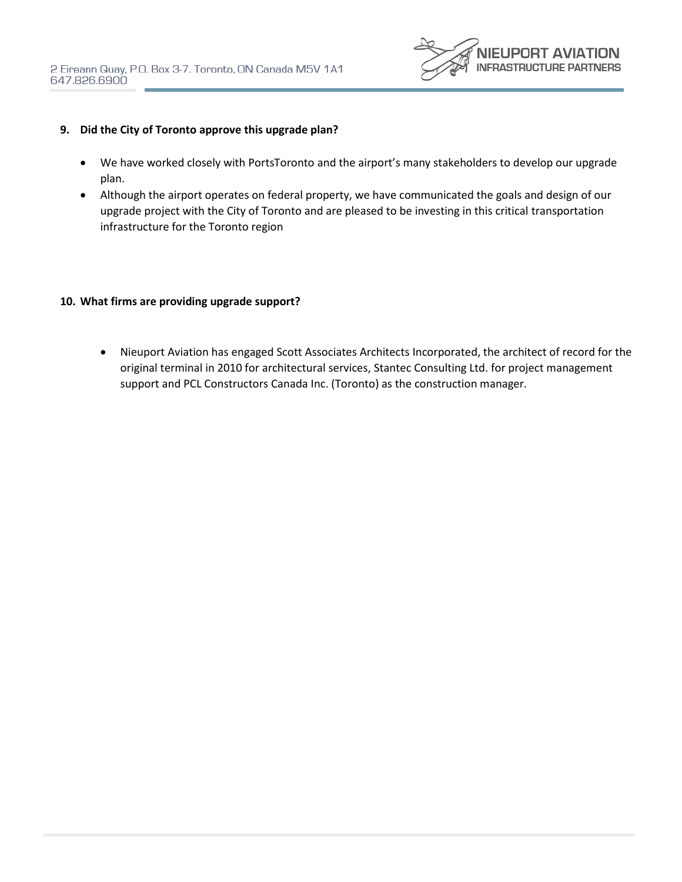**9. Did the City of Toronto approve this upgrade plan?**

- We have worked closely with PortsToronto and the airport's many stakeholders to develop our upgrade plan.
- Although the airport operates on federal property, we have communicated the goals and design of our upgrade project with the City of Toronto and are pleased to be investing in this critical transportation infrastructure for the Toronto region

**10. What firms are providing upgrade support?**

- Nieuport Aviation has engaged Scott Associates Architects Incorporated, the architect of record for the original terminal in 2010 for architectural services, Stantec Consulting Ltd. for project management support and PCL Constructors Canada Inc. (Toronto) as the construction manager.